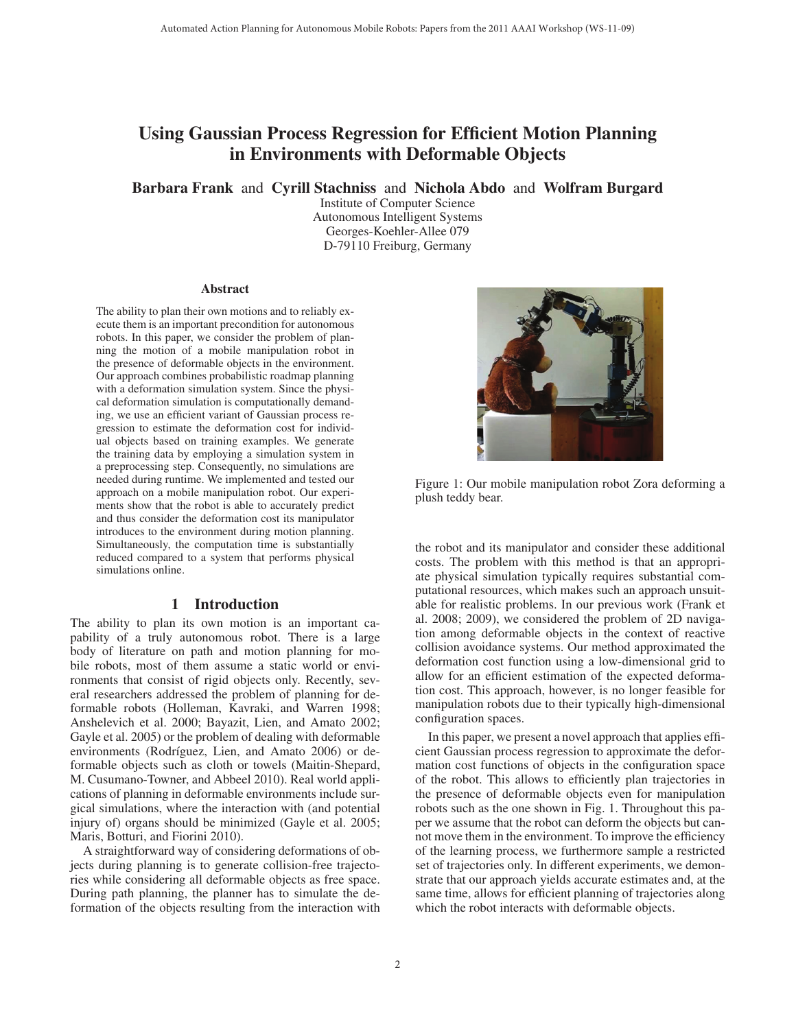# Using Gaussian Process Regression for Efficient Motion Planning in Environments with Deformable Objects

**Barbara Frank** and **Cyrill Stachniss** and **Nichola Abdo** and **Wolfram Burgard**

Institute of Computer Science
Autonomous Intelligent Systems
Georges-Koehler-Allee 079
D-79110 Freiburg, Germany

### Abstract

The ability to plan their own motions and to reliably execute them is an important precondition for autonomous robots. In this paper, we consider the problem of planning the motion of a mobile manipulation robot in the presence of deformable objects in the environment. Our approach combines probabilistic roadmap planning with a deformation simulation system. Since the physical deformation simulation is computationally demanding, we use an efficient variant of Gaussian process regression to estimate the deformation cost for individual objects based on training examples. We generate the training data by employing a simulation system in a preprocessing step. Consequently, no simulations are needed during runtime. We implemented and tested our approach on a mobile manipulation robot. Our experiments show that the robot is able to accurately predict and thus consider the deformation cost its manipulator introduces to the environment during motion planning. Simultaneously, the computation time is substantially reduced compared to a system that performs physical simulations online.

## 1 Introduction

The ability to plan its own motion is an important capability of a truly autonomous robot. There is a large body of literature on path and motion planning for mobile robots, most of them assume a static world or environments that consist of rigid objects only. Recently, several researchers addressed the problem of planning for deformable robots (Holleman, Kavraki, and Warren 1998; Anshelevich et al. 2000; Bayazit, Lien, and Amato 2002; Gayle et al. 2005) or the problem of dealing with deformable environments (Rodríguez, Lien, and Amato 2006) or deformable objects such as cloth or towels (Maitin-Shepard, M. Cusumano-Towner, and Abbeel 2010). Real world applications of planning in deformable environments include surgical simulations, where the interaction with (and potential injury of) organs should be minimized (Gayle et al. 2005; Maris, Botturi, and Fiorini 2010).

A straightforward way of considering deformations of objects during planning is to generate collision-free trajectories while considering all deformable objects as free space. During path planning, the planner has to simulate the deformation of the objects resulting from the interaction with the robot and its manipulator and consider these additional costs. The problem with this method is that an appropriate physical simulation typically requires substantial computational resources, which makes such an approach unsuitable for realistic problems. In our previous work (Frank et al. 2008; 2009), we considered the problem of 2D navigation among deformable objects in the context of reactive collision avoidance systems. Our method approximated the deformation cost function using a low-dimensional grid to allow for an efficient estimation of the expected deformation cost. This approach, however, is no longer feasible for manipulation robots due to their typically high-dimensional configuration spaces.

Figure 1: Our mobile manipulation robot Zora deforming a plush teddy bear.

In this paper, we present a novel approach that applies efficient Gaussian process regression to approximate the deformation cost functions of objects in the configuration space of the robot. This allows to efficiently plan trajectories in the presence of deformable objects even for manipulation robots such as the one shown in Fig. 1. Throughout this paper we assume that the robot can deform the objects but cannot move them in the environment. To improve the efficiency of the learning process, we furthermore sample a restricted set of trajectories only. In different experiments, we demonstrate that our approach yields accurate estimates and, at the same time, allows for efficient planning of trajectories along which the robot interacts with deformable objects.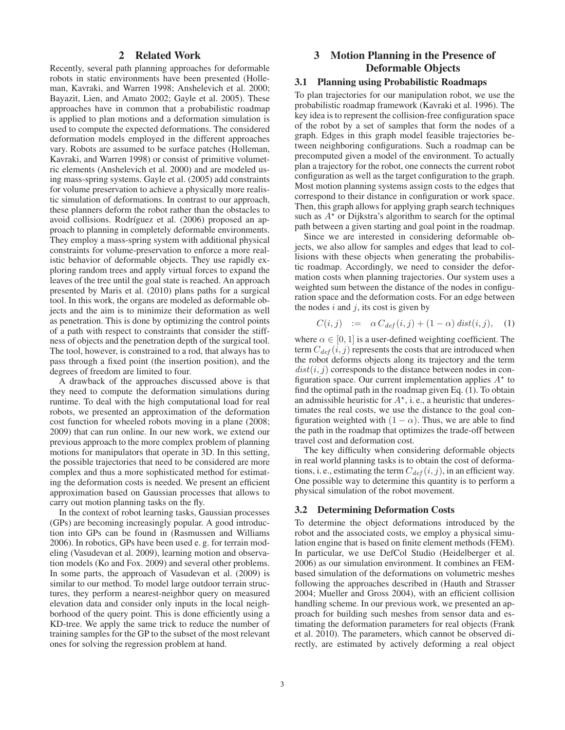## 2 Related Work

Recently, several path planning approaches for deformable robots in static environments have been presented (Holleman, Kavraki, and Warren 1998; Anshelevich et al. 2000; Bayazit, Lien, and Amato 2002; Gayle et al. 2005). These approaches have in common that a probabilistic roadmap is applied to plan motions and a deformation simulation is used to compute the expected deformations. The considered deformation models employed in the different approaches vary. Robots are assumed to be surface patches (Holleman, Kavraki, and Warren 1998) or consist of primitive volumetric elements (Anshelevich et al. 2000) and are modeled using mass-spring systems. Gayle et al. (2005) add constraints for volume preservation to achieve a physically more realistic simulation of deformations. In contrast to our approach, these planners deform the robot rather than the obstacles to avoid collisions. Rodríguez et al. (2006) proposed an approach to planning in completely deformable environments. They employ a mass-spring system with additional physical constraints for volume-preservation to enforce a more realistic behavior of deformable objects. They use rapidly exploring random trees and apply virtual forces to expand the leaves of the tree until the goal state is reached. An approach presented by Maris et al. (2010) plans paths for a surgical tool. In this work, the organs are modeled as deformable objects and the aim is to minimize their deformation as well as penetration. This is done by optimizing the control points of a path with respect to constraints that consider the stiffness of objects and the penetration depth of the surgical tool. The tool, however, is constrained to a rod, that always has to pass through a fixed point (the insertion position), and the degrees of freedom are limited to four.

A drawback of the approaches discussed above is that they need to compute the deformation simulations during runtime. To deal with the high computational load for real robots, we presented an approximation of the deformation cost function for wheeled robots moving in a plane (2008; 2009) that can run online. In our new work, we extend our previous approach to the more complex problem of planning motions for manipulators that operate in 3D. In this setting, the possible trajectories that need to be considered are more complex and thus a more sophisticated method for estimating the deformation costs is needed. We present an efficient approximation based on Gaussian processes that allows to carry out motion planning tasks on the fly.

In the context of robot learning tasks, Gaussian processes (GPs) are becoming increasingly popular. A good introduction into GPs can be found in (Rasmussen and Williams 2006). In robotics, GPs have been used e. g. for terrain modeling (Vasudevan et al. 2009), learning motion and observation models (Ko and Fox. 2009) and several other problems. In some parts, the approach of Vasudevan et al. (2009) is similar to our method. To model large outdoor terrain structures, they perform a nearest-neighbor query on measured elevation data and consider only inputs in the local neighborhood of the query point. This is done efficiently using a KD-tree. We apply the same trick to reduce the number of training samples for the GP to the subset of the most relevant ones for solving the regression problem at hand.

## 3 Motion Planning in the Presence of Deformable Objects

### 3.1 Planning using Probabilistic Roadmaps

To plan trajectories for our manipulation robot, we use the probabilistic roadmap framework (Kavraki et al. 1996). The key idea is to represent the collision-free configuration space of the robot by a set of samples that form the nodes of a graph. Edges in this graph model feasible trajectories between neighboring configurations. Such a roadmap can be precomputed given a model of the environment. To actually plan a trajectory for the robot, one connects the current robot configuration as well as the target configuration to the graph. Most motion planning systems assign costs to the edges that correspond to their distance in configuration or work space. Then, this graph allows for applying graph search techniques such as $A^\star$ or Dijkstra's algorithm to search for the optimal path between a given starting and goal point in the roadmap.

Since we are interested in considering deformable objects, we also allow for samples and edges that lead to collisions with these objects when generating the probabilistic roadmap. Accordingly, we need to consider the deformation costs when planning trajectories. Our system uses a weighted sum between the distance of the nodes in configuration space and the deformation costs. For an edge between the nodes $i$ and $j$, its cost is given by

$$C(i,j) \quad := \quad \alpha \, C_{def}(i,j) + (1-\alpha)\, dist(i,j), \quad (1)$$

where $\alpha \in [0,1]$ is a user-defined weighting coefficient. The term $C_{def}(i,j)$ represents the costs that are introduced when the robot deforms objects along its trajectory and the term $dist(i,j)$ corresponds to the distance between nodes in configuration space. Our current implementation applies $A^\star$ to find the optimal path in the roadmap given Eq. (1). To obtain an admissible heuristic for $A^\star$, i. e., a heuristic that underestimates the real costs, we use the distance to the goal configuration weighted with $(1-\alpha)$. Thus, we are able to find the path in the roadmap that optimizes the trade-off between travel cost and deformation cost.

The key difficulty when considering deformable objects in real world planning tasks is to obtain the cost of deformations, i. e., estimating the term $C_{def}(i,j)$, in an efficient way. One possible way to determine this quantity is to perform a physical simulation of the robot movement.

### 3.2 Determining Deformation Costs

To determine the object deformations introduced by the robot and the associated costs, we employ a physical simulation engine that is based on finite element methods (FEM). In particular, we use DefCol Studio (Heidelberger et al. 2006) as our simulation environment. It combines an FEM-based simulation of the deformations on volumetric meshes following the approaches described in (Hauth and Strasser 2004; Mueller and Gross 2004), with an efficient collision handling scheme. In our previous work, we presented an approach for building such meshes from sensor data and estimating the deformation parameters for real objects (Frank et al. 2010). The parameters, which cannot be observed directly, are estimated by actively deforming a real object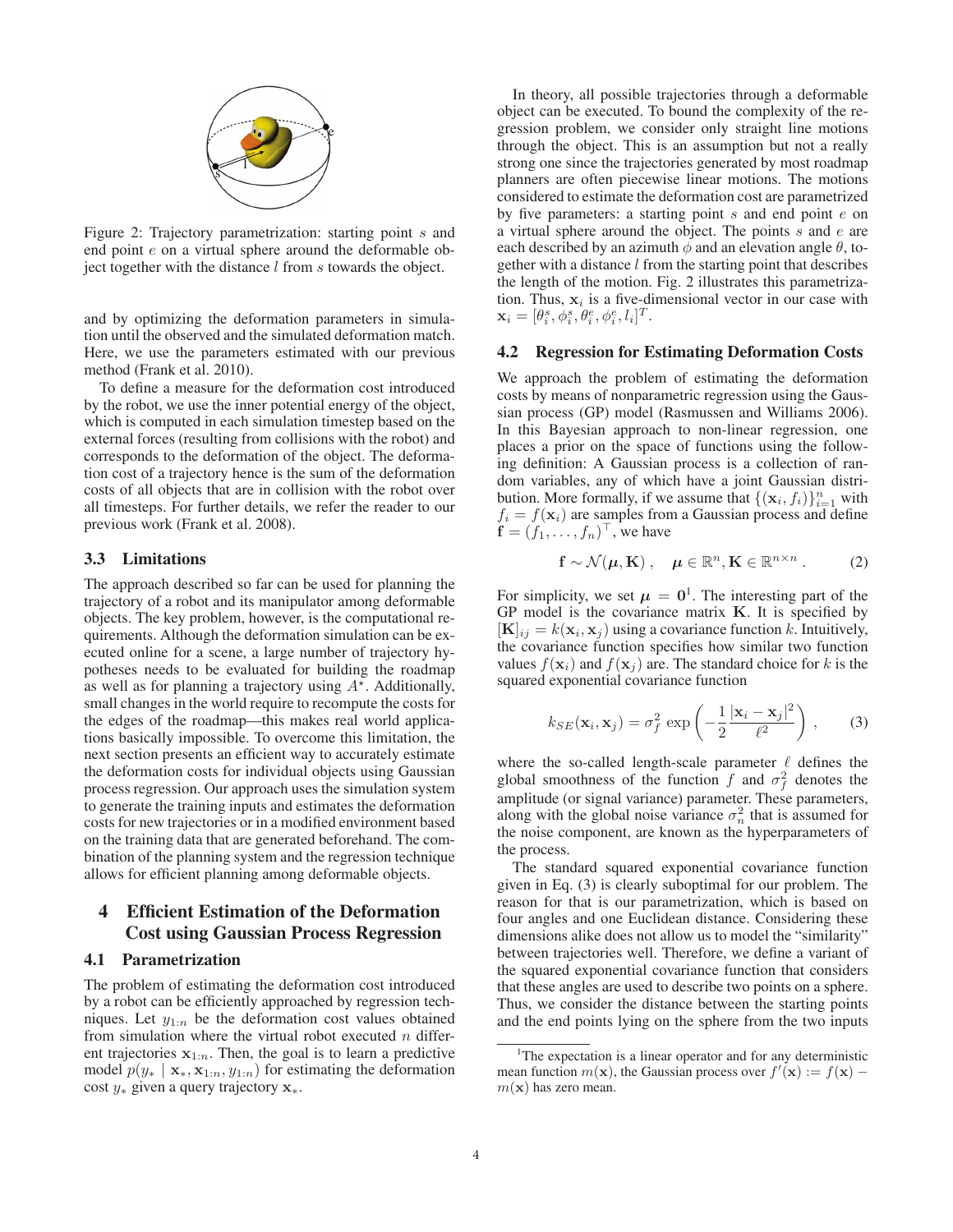Figure 2: Trajectory parametrization: starting point $s$ and end point $e$ on a virtual sphere around the deformable object together with the distance $l$ from $s$ towards the object.

and by optimizing the deformation parameters in simulation until the observed and the simulated deformation match. Here, we use the parameters estimated with our previous method (Frank et al. 2010).

To define a measure for the deformation cost introduced by the robot, we use the inner potential energy of the object, which is computed in each simulation timestep based on the external forces (resulting from collisions with the robot) and corresponds to the deformation of the object. The deformation cost of a trajectory hence is the sum of the deformation costs of all objects that are in collision with the robot over all timesteps. For further details, we refer the reader to our previous work (Frank et al. 2008).

### 3.3 Limitations

The approach described so far can be used for planning the trajectory of a robot and its manipulator among deformable objects. The key problem, however, is the computational requirements. Although the deformation simulation can be executed online for a scene, a large number of trajectory hypotheses needs to be evaluated for building the roadmap as well as for planning a trajectory using $A^\star$. Additionally, small changes in the world require to recompute the costs for the edges of the roadmap—this makes real world applications basically impossible. To overcome this limitation, the next section presents an efficient way to accurately estimate the deformation costs for individual objects using Gaussian process regression. Our approach uses the simulation system to generate the training inputs and estimates the deformation costs for new trajectories or in a modified environment based on the training data that are generated beforehand. The combination of the planning system and the regression technique allows for efficient planning among deformable objects.

## 4 Efficient Estimation of the Deformation Cost using Gaussian Process Regression

### 4.1 Parametrization

The problem of estimating the deformation cost introduced by a robot can be efficiently approached by regression techniques. Let $y_{1:n}$ be the deformation cost values obtained from simulation where the virtual robot executed $n$ different trajectories $\mathbf{x}_{1:n}$. Then, the goal is to learn a predictive model $p(y_* \mid \mathbf{x}_*, \mathbf{x}_{1:n}, y_{1:n})$ for estimating the deformation cost $y_*$ given a query trajectory $\mathbf{x}_*$.

In theory, all possible trajectories through a deformable object can be executed. To bound the complexity of the regression problem, we consider only straight line motions through the object. This is an assumption but not a really strong one since the trajectories generated by most roadmap planners are often piecewise linear motions. The motions considered to estimate the deformation cost are parametrized by five parameters: a starting point $s$ and end point $e$ on a virtual sphere around the object. The points $s$ and $e$ are each described by an azimuth $\phi$ and an elevation angle $\theta$, together with a distance $l$ from the starting point that describes the length of the motion. Fig. 2 illustrates this parametrization. Thus, $\mathbf{x}_i$ is a five-dimensional vector in our case with $\mathbf{x}_i = [\theta_i^s, \phi_i^s, \theta_i^e, \phi_i^e, l_i]^T$.

### 4.2 Regression for Estimating Deformation Costs

We approach the problem of estimating the deformation costs by means of nonparametric regression using the Gaussian process (GP) model (Rasmussen and Williams 2006). In this Bayesian approach to non-linear regression, one places a prior on the space of functions using the following definition: A Gaussian process is a collection of random variables, any of which have a joint Gaussian distribution. More formally, if we assume that $\{(\mathbf{x}_i, f_i)\}_{i=1}^n$ with $f_i = f(\mathbf{x}_i)$ are samples from a Gaussian process and define $\mathbf{f} = (f_1, \ldots, f_n)^\top$, we have

$$\mathbf{f} \sim \mathcal{N}(\boldsymbol{\mu}, \mathbf{K}) \,, \quad \boldsymbol{\mu} \in \mathbb{R}^n, \mathbf{K} \in \mathbb{R}^{n \times n} \,. \tag{2}$$

For simplicity, we set $\boldsymbol{\mu} = \mathbf{0}$[1]. The interesting part of the GP model is the covariance matrix $\mathbf{K}$. It is specified by $[\mathbf{K}]_{ij} = k(\mathbf{x}_i, \mathbf{x}_j)$ using a covariance function $k$. Intuitively, the covariance function specifies how similar two function values $f(\mathbf{x}_i)$ and $f(\mathbf{x}_j)$ are. The standard choice for $k$ is the squared exponential covariance function

$$k_{SE}(\mathbf{x}_i, \mathbf{x}_j) = \sigma_f^2 \, \exp\left( -\frac{1}{2} \frac{|\mathbf{x}_i - \mathbf{x}_j|^2}{\ell^2} \right) \,, \tag{3}$$

where the so-called length-scale parameter $\ell$ defines the global smoothness of the function $f$ and $\sigma_f^2$ denotes the amplitude (or signal variance) parameter. These parameters, along with the global noise variance $\sigma_n^2$ that is assumed for the noise component, are known as the hyperparameters of the process.

The standard squared exponential covariance function given in Eq. (3) is clearly suboptimal for our problem. The reason for that is our parametrization, which is based on four angles and one Euclidean distance. Considering these dimensions alike does not allow us to model the "similarity" between trajectories well. Therefore, we define a variant of the squared exponential covariance function that considers that these angles are used to describe two points on a sphere. Thus, we consider the distance between the starting points and the end points lying on the sphere from the two inputs

[1] The expectation is a linear operator and for any deterministic mean function $m(\mathbf{x})$, the Gaussian process over $f'(\mathbf{x}) := f(\mathbf{x}) - m(\mathbf{x})$ has zero mean.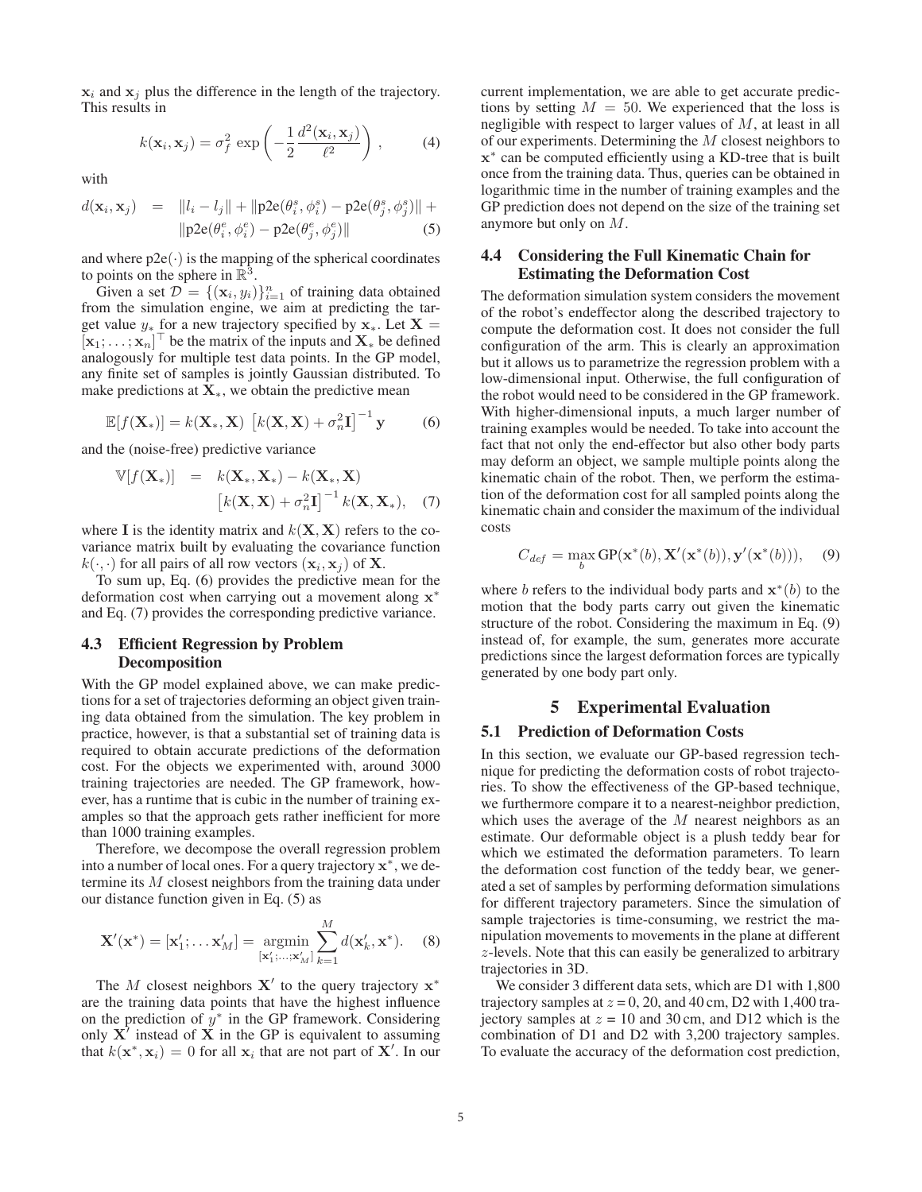$\mathbf{x}_i$ and $\mathbf{x}_j$ plus the difference in the length of the trajectory. This results in

$$k(\mathbf{x}_i, \mathbf{x}_j) = \sigma_f^2 \exp\left(-\frac{1}{2}\frac{d^2(\mathbf{x}_i, \mathbf{x}_j)}{\ell^2}\right), \tag{4}$$

with

$$\begin{aligned} d(\mathbf{x}_i, \mathbf{x}_j) \;\; = \;\; & \|l_i - l_j\| + \|\mathrm{p2e}(\theta_i^s, \phi_i^s) - \mathrm{p2e}(\theta_j^s, \phi_j^s)\| + \\ & \|\mathrm{p2e}(\theta_i^e, \phi_i^e) - \mathrm{p2e}(\theta_j^e, \phi_j^e)\| \end{aligned} \tag{5}$$

and where $\mathrm{p2e}(\cdot)$ is the mapping of the spherical coordinates to points on the sphere in $\mathbb{R}^3$.

Given a set $\mathcal{D} = \{(\mathbf{x}_i, y_i)\}_{i=1}^n$ of training data obtained from the simulation engine, we aim at predicting the target value $y_*$ for a new trajectory specified by $\mathbf{x}_*$. Let $\mathbf{X} = [\mathbf{x}_1; \ldots; \mathbf{x}_n]^\top$ be the matrix of the inputs and $\mathbf{X}_*$ be defined analogously for multiple test data points. In the GP model, any finite set of samples is jointly Gaussian distributed. To make predictions at $\mathbf{X}_*$, we obtain the predictive mean

$$\mathbb{E}[f(\mathbf{X}_*)] = k(\mathbf{X}_*, \mathbf{X})\ \left[k(\mathbf{X}, \mathbf{X}) + \sigma_n^2 \mathbf{I}\right]^{-1} \mathbf{y} \tag{6}$$

and the (noise-free) predictive variance

$$\begin{aligned} \mathbb{V}[f(\mathbf{X}_*)] \;\; = \;\; & k(\mathbf{X}_*, \mathbf{X}_*) - k(\mathbf{X}_*, \mathbf{X}) \\ & \left[k(\mathbf{X}, \mathbf{X}) + \sigma_n^2 \mathbf{I}\right]^{-1} k(\mathbf{X}, \mathbf{X}_*), \end{aligned} \tag{7}$$

where $\mathbf{I}$ is the identity matrix and $k(\mathbf{X}, \mathbf{X})$ refers to the covariance matrix built by evaluating the covariance function $k(\cdot, \cdot)$ for all pairs of all row vectors $(\mathbf{x}_i, \mathbf{x}_j)$ of $\mathbf{X}$.

To sum up, Eq. (6) provides the predictive mean for the deformation cost when carrying out a movement along $\mathbf{x}^*$ and Eq. (7) provides the corresponding predictive variance.

### 4.3 Efficient Regression by Problem Decomposition

With the GP model explained above, we can make predictions for a set of trajectories deforming an object given training data obtained from the simulation. The key problem in practice, however, is that a substantial set of training data is required to obtain accurate predictions of the deformation cost. For the objects we experimented with, around 3000 training trajectories are needed. The GP framework, however, has a runtime that is cubic in the number of training examples so that the approach gets rather inefficient for more than 1000 training examples.

Therefore, we decompose the overall regression problem into a number of local ones. For a query trajectory $\mathbf{x}^*$, we determine its $M$ closest neighbors from the training data under our distance function given in Eq. (5) as

$$\mathbf{X}'(\mathbf{x}^*) = [\mathbf{x}'_1; \ldots \mathbf{x}'_M] = \operatorname*{argmin}_{[\mathbf{x}'_1; \ldots; \mathbf{x}'_M]} \sum_{k=1}^{M} d(\mathbf{x}'_k, \mathbf{x}^*). \tag{8}$$

The $M$ closest neighbors $\mathbf{X}'$ to the query trajectory $\mathbf{x}^*$ are the training data points that have the highest influence on the prediction of $y^*$ in the GP framework. Considering only $\mathbf{X}'$ instead of $\mathbf{X}$ in the GP is equivalent to assuming that $k(\mathbf{x}^*, \mathbf{x}_i) = 0$ for all $\mathbf{x}_i$ that are not part of $\mathbf{X}'$. In our current implementation, we are able to get accurate predictions by setting $M = 50$. We experienced that the loss is negligible with respect to larger values of $M$, at least in all of our experiments. Determining the $M$ closest neighbors to $\mathbf{x}^*$ can be computed efficiently using a KD-tree that is built once from the training data. Thus, queries can be obtained in logarithmic time in the number of training examples and the GP prediction does not depend on the size of the training set anymore but only on $M$.

### 4.4 Considering the Full Kinematic Chain for Estimating the Deformation Cost

The deformation simulation system considers the movement of the robot's endeffector along the described trajectory to compute the deformation cost. It does not consider the full configuration of the arm. This is clearly an approximation but it allows us to parametrize the regression problem with a low-dimensional input. Otherwise, the full configuration of the robot would need to be considered in the GP framework. With higher-dimensional inputs, a much larger number of training examples would be needed. To take into account the fact that not only the end-effector but also other body parts may deform an object, we sample multiple points along the kinematic chain of the robot. Then, we perform the estimation of the deformation cost for all sampled points along the kinematic chain and consider the maximum of the individual costs

$$C_{def} = \max_b \mathrm{GP}(\mathbf{x}^*(b), \mathbf{X}'(\mathbf{x}^*(b)), \mathbf{y}'(\mathbf{x}^*(b))), \tag{9}$$

where $b$ refers to the individual body parts and $\mathbf{x}^*(b)$ to the motion that the body parts carry out given the kinematic structure of the robot. Considering the maximum in Eq. (9) instead of, for example, the sum, generates more accurate predictions since the largest deformation forces are typically generated by one body part only.

## 5 Experimental Evaluation

### 5.1 Prediction of Deformation Costs

In this section, we evaluate our GP-based regression technique for predicting the deformation costs of robot trajectories. To show the effectiveness of the GP-based technique, we furthermore compare it to a nearest-neighbor prediction, which uses the average of the $M$ nearest neighbors as an estimate. Our deformable object is a plush teddy bear for which we estimated the deformation parameters. To learn the deformation cost function of the teddy bear, we generated a set of samples by performing deformation simulations for different trajectory parameters. Since the simulation of sample trajectories is time-consuming, we restrict the manipulation movements to movements in the plane at different $z$-levels. Note that this can easily be generalized to arbitrary trajectories in 3D.

We consider 3 different data sets, which are D1 with 1,800 trajectory samples at $z = 0$, 20, and 40 cm, D2 with 1,400 trajectory samples at $z = 10$ and 30 cm, and D12 which is the combination of D1 and D2 with 3,200 trajectory samples. To evaluate the accuracy of the deformation cost prediction,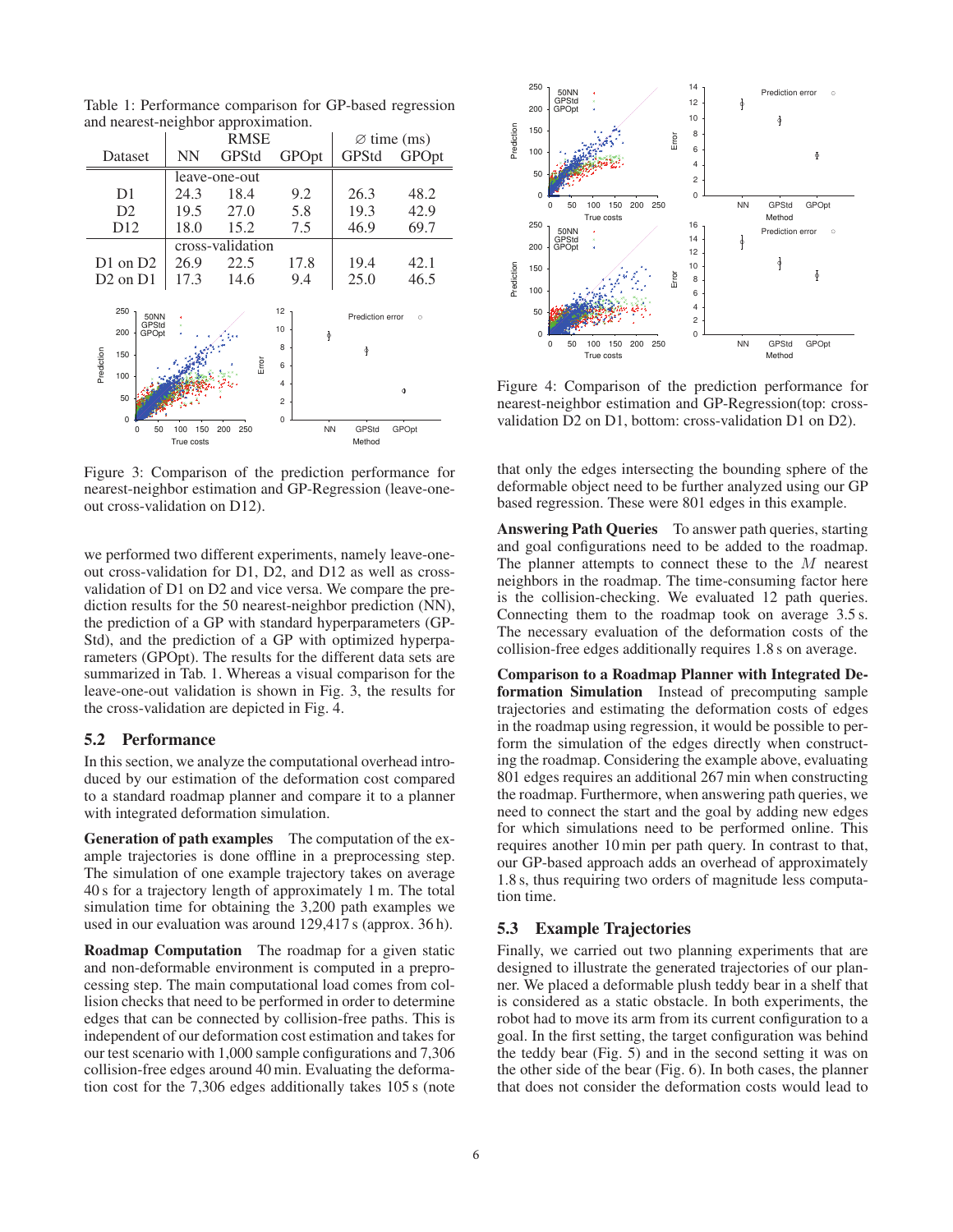Table 1: Performance comparison for GP-based regression and nearest-neighbor approximation.

| Dataset | RMSE | | | ∅ time (ms) | |
|---|---|---|---|---|---|
| | NN | GPStd | GPOpt | GPStd | GPOpt |
| | leave-one-out | | | | |
| D1 | 24.3 | 18.4 | 9.2 | 26.3 | 48.2 |
| D2 | 19.5 | 27.0 | 5.8 | 19.3 | 42.9 |
| D12 | 18.0 | 15.2 | 7.5 | 46.9 | 69.7 |
| | cross-validation | | | | |
| D1 on D2 | 26.9 | 22.5 | 17.8 | 19.4 | 42.1 |
| D2 on D1 | 17.3 | 14.6 | 9.4 | 25.0 | 46.5 |

Figure 3: Comparison of the prediction performance for nearest-neighbor estimation and GP-Regression (leave-one-out cross-validation on D12).

we performed two different experiments, namely leave-one-out cross-validation for D1, D2, and D12 as well as cross-validation of D1 on D2 and vice versa. We compare the prediction results for the 50 nearest-neighbor prediction (NN), the prediction of a GP with standard hyperparameters (GPStd), and the prediction of a GP with optimized hyperparameters (GPOpt). The results for the different data sets are summarized in Tab. 1. Whereas a visual comparison for the leave-one-out validation is shown in Fig. 3, the results for the cross-validation are depicted in Fig. 4.

## 5.2 Performance

In this section, we analyze the computational overhead introduced by our estimation of the deformation cost compared to a standard roadmap planner and compare it to a planner with integrated deformation simulation.

**Generation of path examples** The computation of the example trajectories is done offline in a preprocessing step. The simulation of one example trajectory takes on average 40 s for a trajectory length of approximately 1 m. The total simulation time for obtaining the 3,200 path examples we used in our evaluation was around 129,417 s (approx. 36 h).

**Roadmap Computation** The roadmap for a given static and non-deformable environment is computed in a preprocessing step. The main computational load comes from collision checks that need to be performed in order to determine edges that can be connected by collision-free paths. This is independent of our deformation cost estimation and takes for our test scenario with 1,000 sample configurations and 7,306 collision-free edges around 40 min. Evaluating the deformation cost for the 7,306 edges additionally takes 105 s (note that only the edges intersecting the bounding sphere of the deformable object need to be further analyzed using our GP based regression. These were 801 edges in this example.

Figure 4: Comparison of the prediction performance for nearest-neighbor estimation and GP-Regression(top: cross-validation D2 on D1, bottom: cross-validation D1 on D2).

**Answering Path Queries** To answer path queries, starting and goal configurations need to be added to the roadmap. The planner attempts to connect these to the $M$ nearest neighbors in the roadmap. The time-consuming factor here is the collision-checking. We evaluated 12 path queries. Connecting them to the roadmap took on average 3.5 s. The necessary evaluation of the deformation costs of the collision-free edges additionally requires 1.8 s on average.

**Comparison to a Roadmap Planner with Integrated Deformation Simulation** Instead of precomputing sample trajectories and estimating the deformation costs of edges in the roadmap using regression, it would be possible to perform the simulation of the edges directly when constructing the roadmap. Considering the example above, evaluating 801 edges requires an additional 267 min when constructing the roadmap. Furthermore, when answering path queries, we need to connect the start and the goal by adding new edges for which simulations need to be performed online. This requires another 10 min per path query. In contrast to that, our GP-based approach adds an overhead of approximately 1.8 s, thus requiring two orders of magnitude less computation time.

## 5.3 Example Trajectories

Finally, we carried out two planning experiments that are designed to illustrate the generated trajectories of our planner. We placed a deformable plush teddy bear in a shelf that is considered as a static obstacle. In both experiments, the robot had to move its arm from its current configuration to a goal. In the first setting, the target configuration was behind the teddy bear (Fig. 5) and in the second setting it was on the other side of the bear (Fig. 6). In both cases, the planner that does not consider the deformation costs would lead to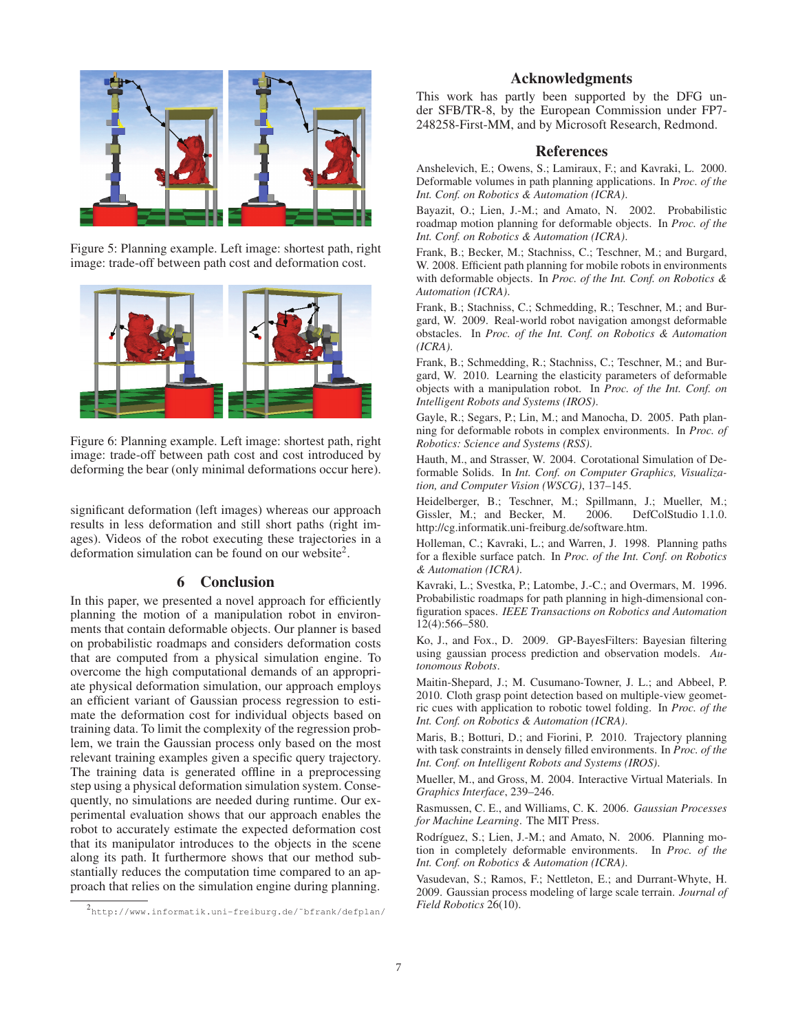Figure 5: Planning example. Left image: shortest path, right image: trade-off between path cost and deformation cost.

Figure 6: Planning example. Left image: shortest path, right image: trade-off between path cost and cost introduced by deforming the bear (only minimal deformations occur here).

significant deformation (left images) whereas our approach results in less deformation and still short paths (right images). Videos of the robot executing these trajectories in a deformation simulation can be found on our website[2].

## 6 Conclusion

In this paper, we presented a novel approach for efficiently planning the motion of a manipulation robot in environments that contain deformable objects. Our planner is based on probabilistic roadmaps and considers deformation costs that are computed from a physical simulation engine. To overcome the high computational demands of an appropriate physical deformation simulation, our approach employs an efficient variant of Gaussian process regression to estimate the deformation cost for individual objects based on training data. To limit the complexity of the regression problem, we train the Gaussian process only based on the most relevant training examples given a specific query trajectory. The training data is generated offline in a preprocessing step using a physical deformation simulation system. Consequently, no simulations are needed during runtime. Our experimental evaluation shows that our approach enables the robot to accurately estimate the expected deformation cost that its manipulator introduces to the objects in the scene along its path. It furthermore shows that our method substantially reduces the computation time compared to an approach that relies on the simulation engine during planning.

[2] http://www.informatik.uni-freiburg.de/~bfrank/defplan/

## Acknowledgments

This work has partly been supported by the DFG under SFB/TR-8, by the European Commission under FP7-248258-First-MM, and by Microsoft Research, Redmond.

## References

Anshelevich, E.; Owens, S.; Lamiraux, F.; and Kavraki, L. 2000. Deformable volumes in path planning applications. In *Proc. of the Int. Conf. on Robotics & Automation (ICRA)*.

Bayazit, O.; Lien, J.-M.; and Amato, N. 2002. Probabilistic roadmap motion planning for deformable objects. In *Proc. of the Int. Conf. on Robotics & Automation (ICRA)*.

Frank, B.; Becker, M.; Stachniss, C.; Teschner, M.; and Burgard, W. 2008. Efficient path planning for mobile robots in environments with deformable objects. In *Proc. of the Int. Conf. on Robotics & Automation (ICRA)*.

Frank, B.; Stachniss, C.; Schmedding, R.; Teschner, M.; and Burgard, W. 2009. Real-world robot navigation amongst deformable obstacles. In *Proc. of the Int. Conf. on Robotics & Automation (ICRA)*.

Frank, B.; Schmedding, R.; Stachniss, C.; Teschner, M.; and Burgard, W. 2010. Learning the elasticity parameters of deformable objects with a manipulation robot. In *Proc. of the Int. Conf. on Intelligent Robots and Systems (IROS)*.

Gayle, R.; Segars, P.; Lin, M.; and Manocha, D. 2005. Path planning for deformable robots in complex environments. In *Proc. of Robotics: Science and Systems (RSS)*.

Hauth, M., and Strasser, W. 2004. Corotational Simulation of Deformable Solids. In *Int. Conf. on Computer Graphics, Visualization, and Computer Vision (WSCG)*, 137–145.

Heidelberger, B.; Teschner, M.; Spillmann, J.; Mueller, M.; Gissler, M.; and Becker, M. 2006. DefColStudio 1.1.0. http://cg.informatik.uni-freiburg.de/software.htm.

Holleman, C.; Kavraki, L.; and Warren, J. 1998. Planning paths for a flexible surface patch. In *Proc. of the Int. Conf. on Robotics & Automation (ICRA)*.

Kavraki, L.; Svestka, P.; Latombe, J.-C.; and Overmars, M. 1996. Probabilistic roadmaps for path planning in high-dimensional configuration spaces. *IEEE Transactions on Robotics and Automation* 12(4):566–580.

Ko, J., and Fox., D. 2009. GP-BayesFilters: Bayesian filtering using gaussian process prediction and observation models. *Autonomous Robots*.

Maitin-Shepard, J.; M. Cusumano-Towner, J. L.; and Abbeel, P. 2010. Cloth grasp point detection based on multiple-view geometric cues with application to robotic towel folding. In *Proc. of the Int. Conf. on Robotics & Automation (ICRA)*.

Maris, B.; Botturi, D.; and Fiorini, P. 2010. Trajectory planning with task constraints in densely filled environments. In *Proc. of the Int. Conf. on Intelligent Robots and Systems (IROS)*.

Mueller, M., and Gross, M. 2004. Interactive Virtual Materials. In *Graphics Interface*, 239–246.

Rasmussen, C. E., and Williams, C. K. 2006. *Gaussian Processes for Machine Learning*. The MIT Press.

Rodríguez, S.; Lien, J.-M.; and Amato, N. 2006. Planning motion in completely deformable environments. In *Proc. of the Int. Conf. on Robotics & Automation (ICRA)*.

Vasudevan, S.; Ramos, F.; Nettleton, E.; and Durrant-Whyte, H. 2009. Gaussian process modeling of large scale terrain. *Journal of Field Robotics* 26(10).